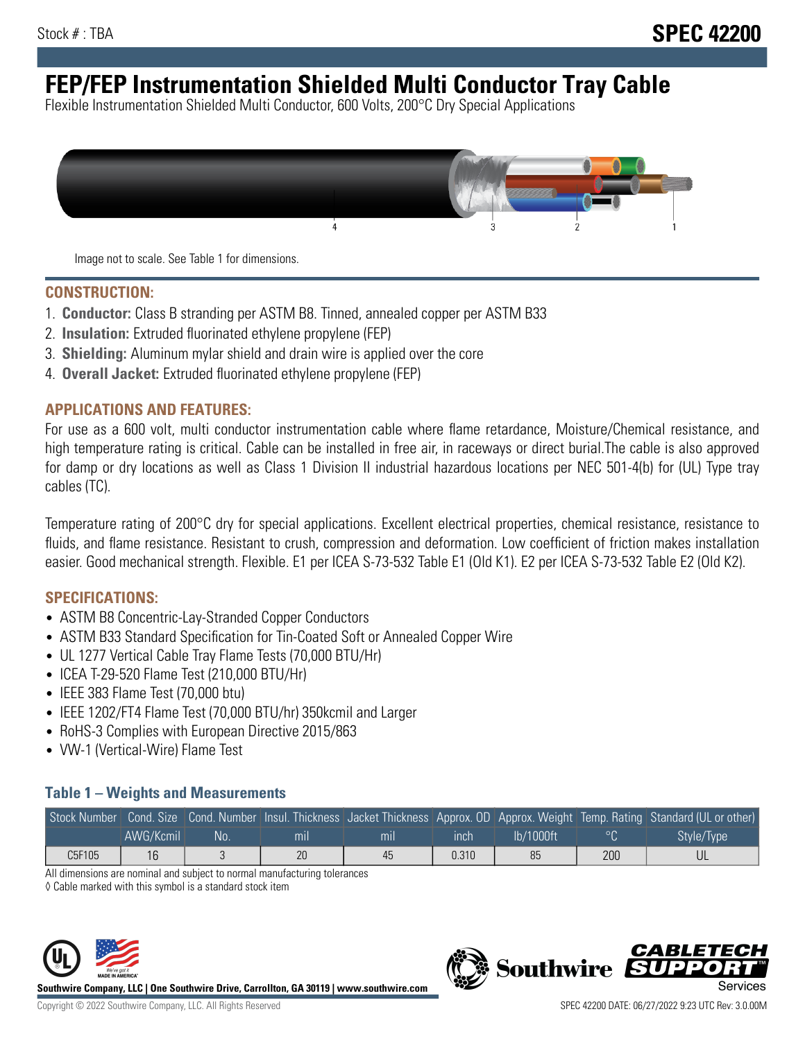Stock # : TBA

# SPEC 42200

# FEP/FEP Instrumentation Shielded Multi Conductor Tray Cable

Flexible Instrumentation Shielded Multi Conductor, 600 Volts, 200°C Dry Special Applications

Image not to scale. See Table 1 for dimensions.

## CONSTRUCTION:

1. **Conductor:** Class B stranding per ASTM B8. Tinned, annealed copper per ASTM B33
2. **Insulation:** Extruded fluorinated ethylene propylene (FEP)
3. **Shielding:** Aluminum mylar shield and drain wire is applied over the core
4. **Overall Jacket:** Extruded fluorinated ethylene propylene (FEP)

## APPLICATIONS AND FEATURES:

For use as a 600 volt, multi conductor instrumentation cable where flame retardance, Moisture/Chemical resistance, and high temperature rating is critical. Cable can be installed in free air, in raceways or direct burial.The cable is also approved for damp or dry locations as well as Class 1 Division II industrial hazardous locations per NEC 501-4(b) for (UL) Type tray cables (TC).

Temperature rating of 200°C dry for special applications. Excellent electrical properties, chemical resistance, resistance to fluids, and flame resistance. Resistant to crush, compression and deformation. Low coefficient of friction makes installation easier. Good mechanical strength. Flexible. E1 per ICEA S-73-532 Table E1 (Old K1). E2 per ICEA S-73-532 Table E2 (Old K2).

## SPECIFICATIONS:

- ASTM B8 Concentric-Lay-Stranded Copper Conductors
- ASTM B33 Standard Specification for Tin-Coated Soft or Annealed Copper Wire
- UL 1277 Vertical Cable Tray Flame Tests (70,000 BTU/Hr)
- ICEA T-29-520 Flame Test (210,000 BTU/Hr)
- IEEE 383 Flame Test (70,000 btu)
- IEEE 1202/FT4 Flame Test (70,000 BTU/hr) 350kcmil and Larger
- RoHS-3 Complies with European Directive 2015/863
- VW-1 (Vertical-Wire) Flame Test

### Table 1 – Weights and Measurements

| Stock Number | Cond. Size | Cond. Number | Insul. Thickness | Jacket Thickness | Approx. OD | Approx. Weight | Temp. Rating | Standard (UL or other) |
|---|---|---|---|---|---|---|---|---|
| | AWG/Kcmil | No. | mil | mil | inch | lb/1000ft | °C | Style/Type |
| C5F105 | 16 | 3 | 20 | 45 | 0.310 | 85 | 200 | UL |

All dimensions are nominal and subject to normal manufacturing tolerances

◊ Cable marked with this symbol is a standard stock item

Southwire Company, LLC | One Southwire Drive, Carrollton, GA 30119 | www.southwire.com

Copyright © 2022 Southwire Company, LLC. All Rights Reserved

SPEC 42200 DATE: 06/27/2022 9:23 UTC Rev: 3.0.00M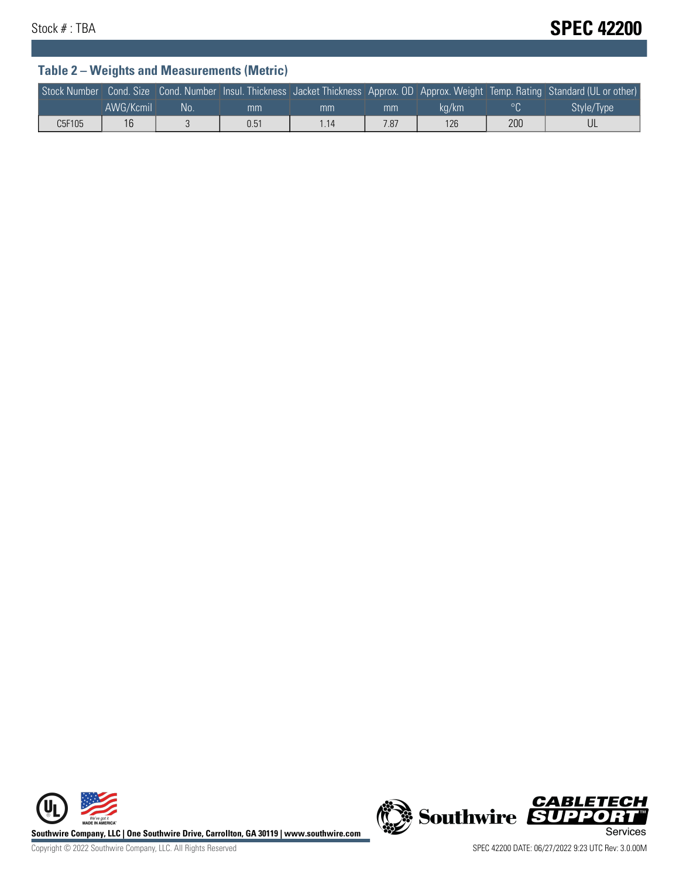### Table 2 – Weights and Measurements (Metric)

| Stock Number | Cond. Size | Cond. Number | Insul. Thickness | Jacket Thickness | Approx. OD | Approx. Weight | Temp. Rating | Standard (UL or other) |
|---|---|---|---|---|---|---|---|---|
| | AWG/Kcmil | No. | mm | mm | mm | kg/km | °C | Style/Type |
| C5F105 | 16 | 3 | 0.51 | 1.14 | 7.87 | 126 | 200 | UL |